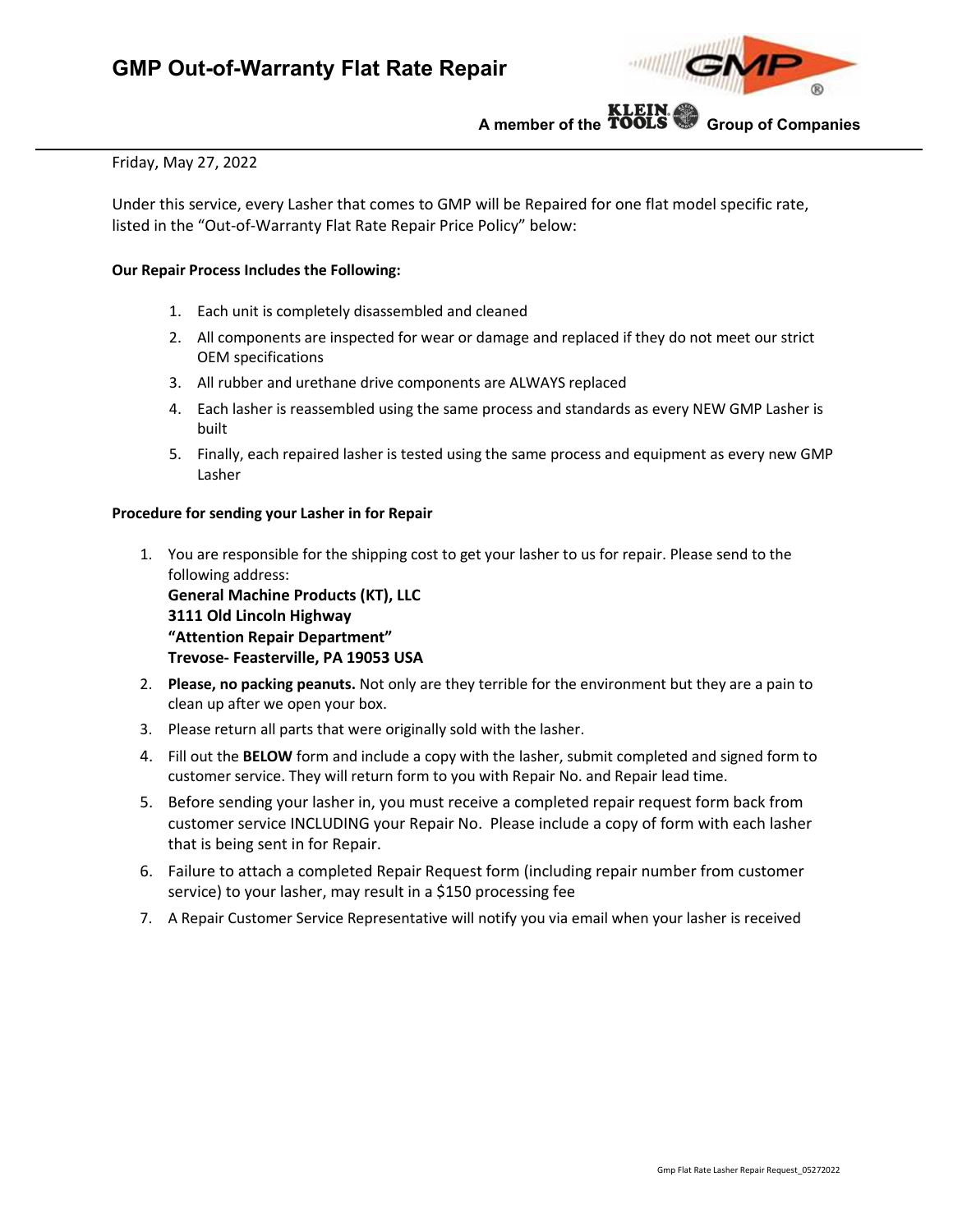# GMP Out-of-Warranty Flat Rate Repair

A member of the KLEIN TOOLS Group of Companies

Friday, May 27, 2022

Under this service, every Lasher that comes to GMP will be Repaired for one flat model specific rate, listed in the "Out-of-Warranty Flat Rate Repair Price Policy" below:

**Our Repair Process Includes the Following:**

1. Each unit is completely disassembled and cleaned
2. All components are inspected for wear or damage and replaced if they do not meet our strict OEM specifications
3. All rubber and urethane drive components are ALWAYS replaced
4. Each lasher is reassembled using the same process and standards as every NEW GMP Lasher is built
5. Finally, each repaired lasher is tested using the same process and equipment as every new GMP Lasher

**Procedure for sending your Lasher in for Repair**

1. You are responsible for the shipping cost to get your lasher to us for repair. Please send to the following address:
   **General Machine Products (KT), LLC**
   **3111 Old Lincoln Highway**
   **"Attention Repair Department"**
   **Trevose- Feasterville, PA 19053 USA**
2. **Please, no packing peanuts.** Not only are they terrible for the environment but they are a pain to clean up after we open your box.
3. Please return all parts that were originally sold with the lasher.
4. Fill out the **BELOW** form and include a copy with the lasher, submit completed and signed form to customer service. They will return form to you with Repair No. and Repair lead time.
5. Before sending your lasher in, you must receive a completed repair request form back from customer service INCLUDING your Repair No. Please include a copy of form with each lasher that is being sent in for Repair.
6. Failure to attach a completed Repair Request form (including repair number from customer service) to your lasher, may result in a $150 processing fee
7. A Repair Customer Service Representative will notify you via email when your lasher is received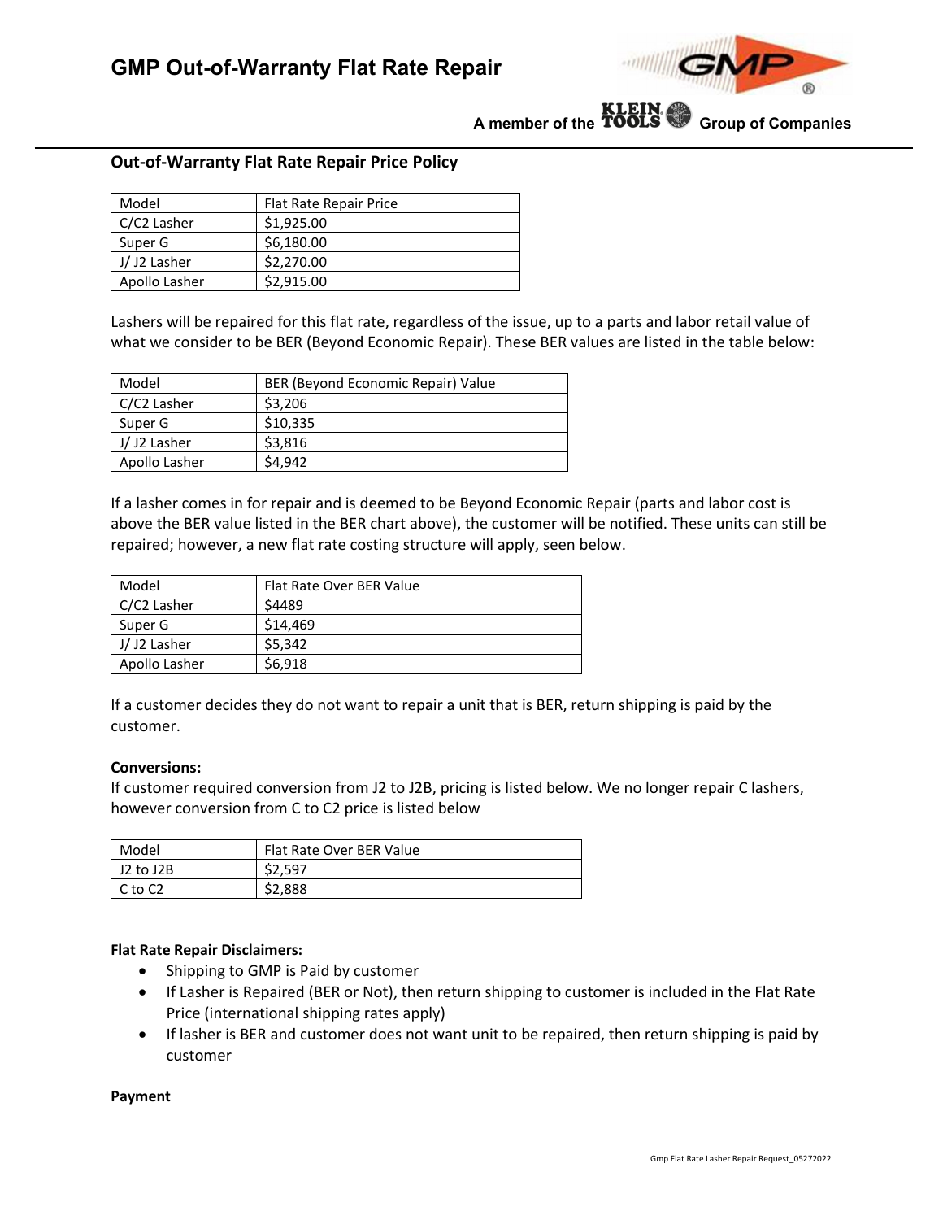# GMP Out-of-Warranty Flat Rate Repair

A member of the KLEIN TOOLS Group of Companies

## Out-of-Warranty Flat Rate Repair Price Policy

| Model | Flat Rate Repair Price |
|---|---|
| C/C2 Lasher | $1,925.00 |
| Super G | $6,180.00 |
| J/ J2 Lasher | $2,270.00 |
| Apollo Lasher | $2,915.00 |

Lashers will be repaired for this flat rate, regardless of the issue, up to a parts and labor retail value of what we consider to be BER (Beyond Economic Repair). These BER values are listed in the table below:

| Model | BER (Beyond Economic Repair) Value |
|---|---|
| C/C2 Lasher | $3,206 |
| Super G | $10,335 |
| J/ J2 Lasher | $3,816 |
| Apollo Lasher | $4,942 |

If a lasher comes in for repair and is deemed to be Beyond Economic Repair (parts and labor cost is above the BER value listed in the BER chart above), the customer will be notified. These units can still be repaired; however, a new flat rate costing structure will apply, seen below.

| Model | Flat Rate Over BER Value |
|---|---|
| C/C2 Lasher | $4489 |
| Super G | $14,469 |
| J/ J2 Lasher | $5,342 |
| Apollo Lasher | $6,918 |

If a customer decides they do not want to repair a unit that is BER, return shipping is paid by the customer.

**Conversions:**
If customer required conversion from J2 to J2B, pricing is listed below. We no longer repair C lashers, however conversion from C to C2 price is listed below

| Model | Flat Rate Over BER Value |
|---|---|
| J2 to J2B | $2,597 |
| C to C2 | $2,888 |

**Flat Rate Repair Disclaimers:**

- Shipping to GMP is Paid by customer
- If Lasher is Repaired (BER or Not), then return shipping to customer is included in the Flat Rate Price (international shipping rates apply)
- If lasher is BER and customer does not want unit to be repaired, then return shipping is paid by customer

**Payment**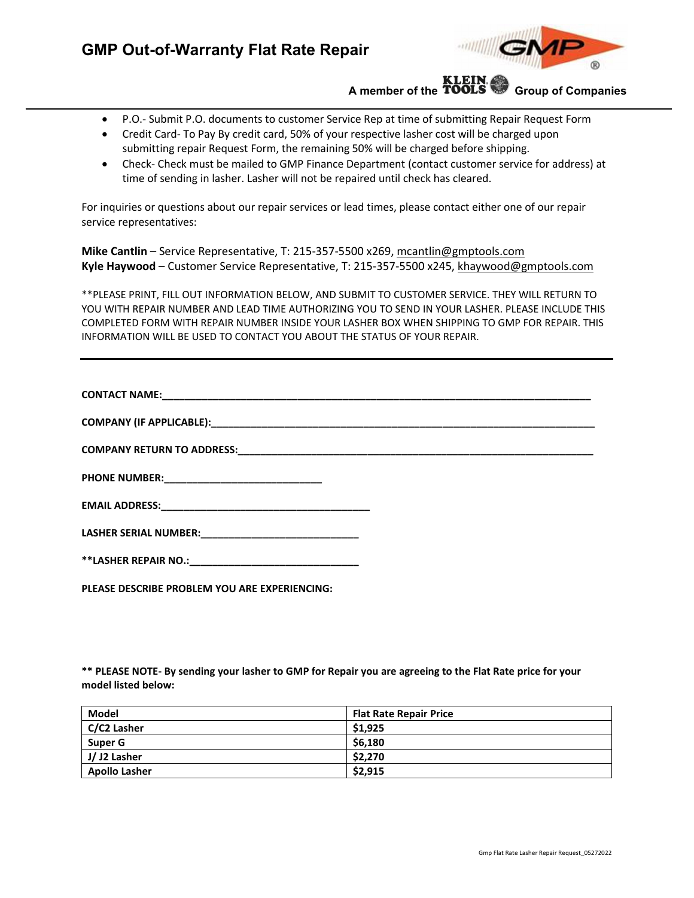# GMP Out-of-Warranty Flat Rate Repair

A member of the KLEIN TOOLS Group of Companies

- P.O.- Submit P.O. documents to customer Service Rep at time of submitting Repair Request Form
- Credit Card- To Pay By credit card, 50% of your respective lasher cost will be charged upon submitting repair Request Form, the remaining 50% will be charged before shipping.
- Check- Check must be mailed to GMP Finance Department (contact customer service for address) at time of sending in lasher. Lasher will not be repaired until check has cleared.

For inquiries or questions about our repair services or lead times, please contact either one of our repair service representatives:

**Mike Cantlin** – Service Representative, T: 215-357-5500 x269, mcantlin@gmptools.com
**Kyle Haywood** – Customer Service Representative, T: 215-357-5500 x245, khaywood@gmptools.com

**PLEASE PRINT, FILL OUT INFORMATION BELOW, AND SUBMIT TO CUSTOMER SERVICE. THEY WILL RETURN TO YOU WITH REPAIR NUMBER AND LEAD TIME AUTHORIZING YOU TO SEND IN YOUR LASHER. PLEASE INCLUDE THIS COMPLETED FORM WITH REPAIR NUMBER INSIDE YOUR LASHER BOX WHEN SHIPPING TO GMP FOR REPAIR. THIS INFORMATION WILL BE USED TO CONTACT YOU ABOUT THE STATUS OF YOUR REPAIR.

---

**CONTACT NAME:**_______________________________________________

**COMPANY (IF APPLICABLE):**_______________________________________________

**COMPANY RETURN TO ADDRESS:**_______________________________________________

**PHONE NUMBER:**____________________________

**EMAIL ADDRESS:**____________________________________

**LASHER SERIAL NUMBER:**____________________________

****LASHER REPAIR NO.:**_______________________________

**PLEASE DESCRIBE PROBLEM YOU ARE EXPERIENCING:**

**** PLEASE NOTE- By sending your lasher to GMP for Repair you are agreeing to the Flat Rate price for your model listed below:**

| Model | Flat Rate Repair Price |
|---|---|
| C/C2 Lasher | $1,925 |
| Super G | $6,180 |
| J/ J2 Lasher | $2,270 |
| Apollo Lasher | $2,915 |

Gmp Flat Rate Lasher Repair Request_05272022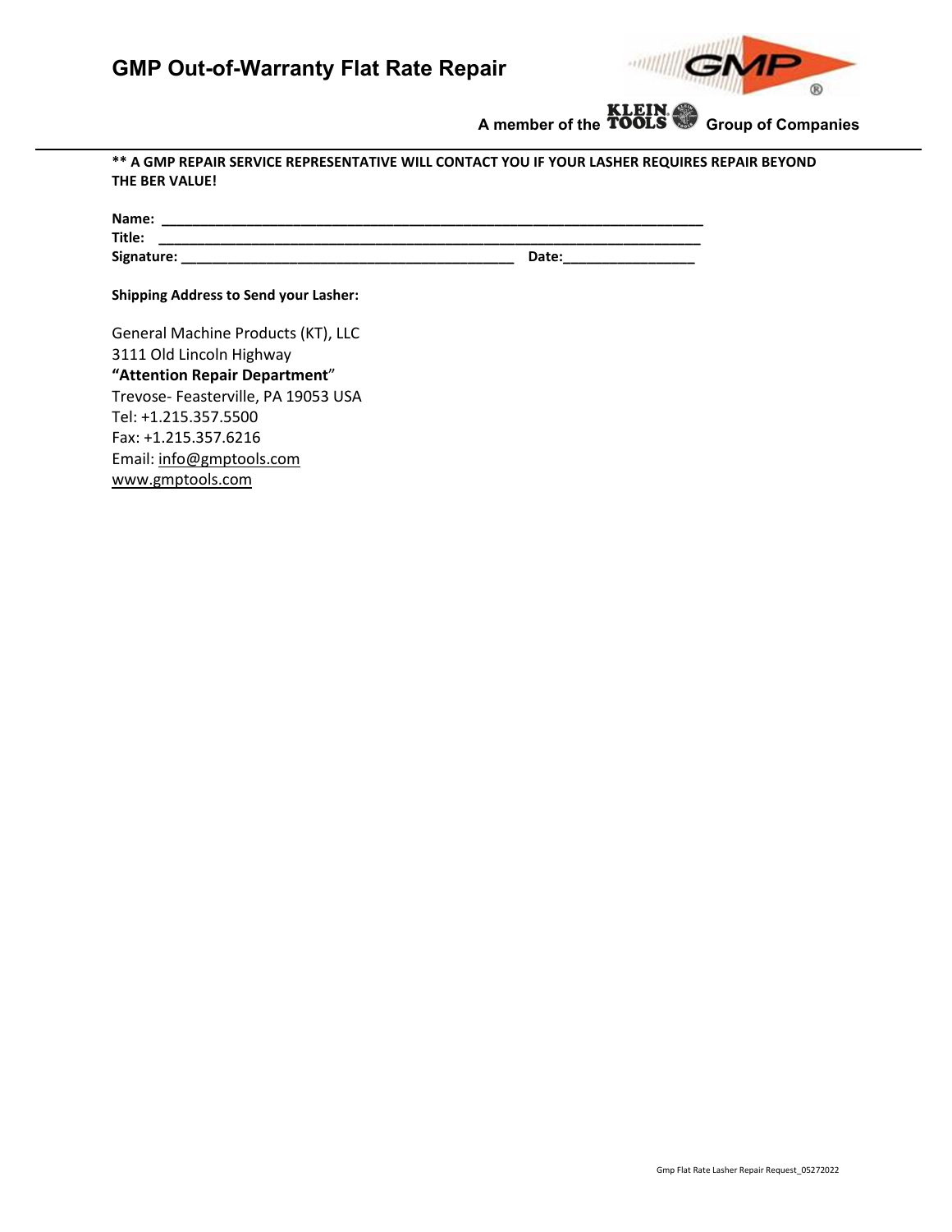# GMP Out-of-Warranty Flat Rate Repair

A member of the KLEIN TOOLS Group of Companies

**\*\* A GMP REPAIR SERVICE REPRESENTATIVE WILL CONTACT YOU IF YOUR LASHER REQUIRES REPAIR BEYOND THE BER VALUE!**

**Name:** ___________________________________________________________________________

**Title:** ___________________________________________________________________________

**Signature:** _____________________________________________ **Date:** _________________

**Shipping Address to Send your Lasher:**

General Machine Products (KT), LLC
3111 Old Lincoln Highway
**"Attention Repair Department"**
Trevose- Feasterville, PA 19053 USA
Tel: +1.215.357.5500
Fax: +1.215.357.6216
Email: info@gmptools.com
www.gmptools.com

Gmp Flat Rate Lasher Repair Request_05272022